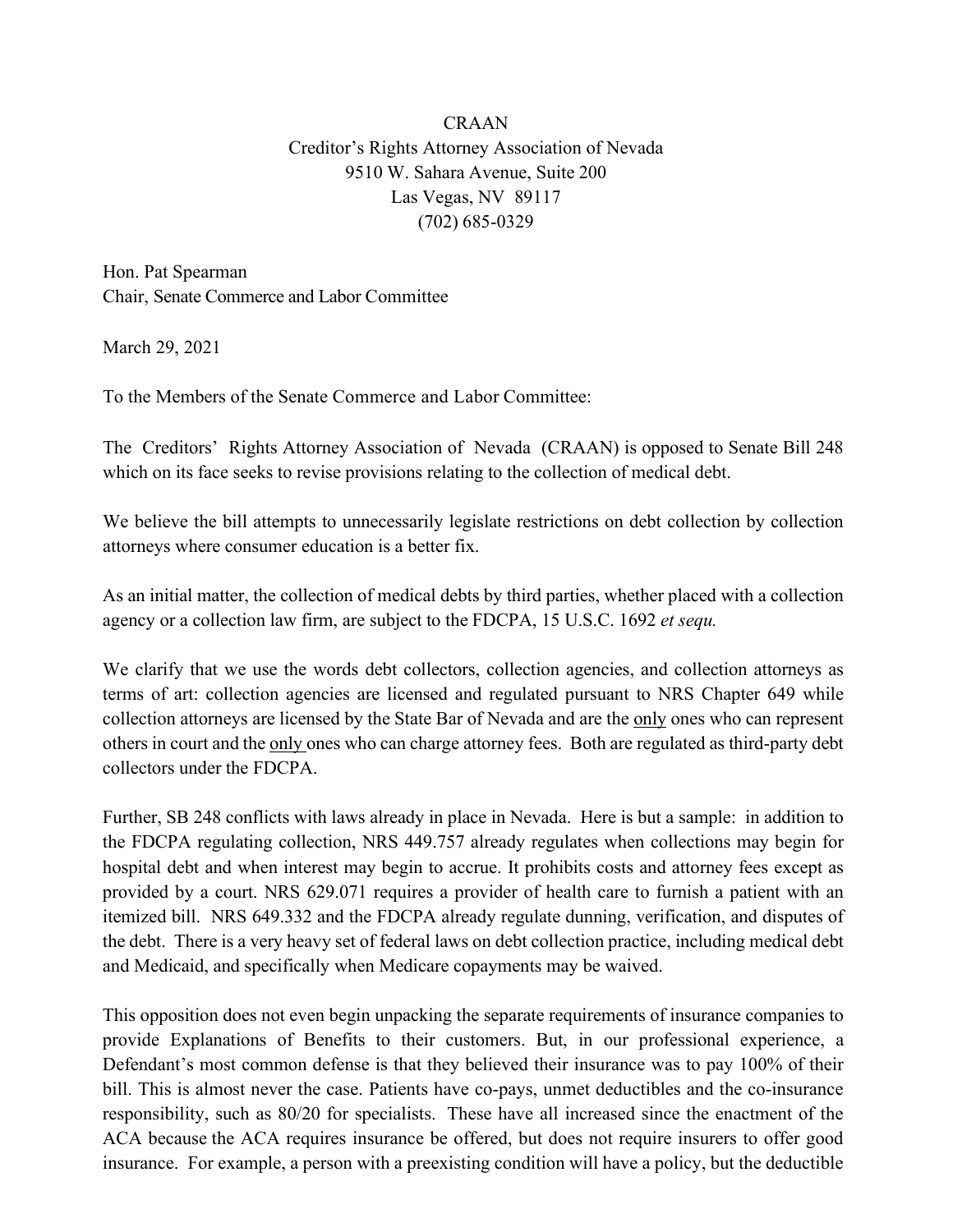CRAAN
Creditor's Rights Attorney Association of Nevada
9510 W. Sahara Avenue, Suite 200
Las Vegas, NV 89117
(702) 685-0329

Hon. Pat Spearman
Chair, Senate Commerce and Labor Committee

March 29, 2021

To the Members of the Senate Commerce and Labor Committee:

The Creditors' Rights Attorney Association of Nevada (CRAAN) is opposed to Senate Bill 248 which on its face seeks to revise provisions relating to the collection of medical debt.

We believe the bill attempts to unnecessarily legislate restrictions on debt collection by collection attorneys where consumer education is a better fix.

As an initial matter, the collection of medical debts by third parties, whether placed with a collection agency or a collection law firm, are subject to the FDCPA, 15 U.S.C. 1692 *et sequ.*

We clarify that we use the words debt collectors, collection agencies, and collection attorneys as terms of art: collection agencies are licensed and regulated pursuant to NRS Chapter 649 while collection attorneys are licensed by the State Bar of Nevada and are the <u>only</u> ones who can represent others in court and the <u>only</u> ones who can charge attorney fees. Both are regulated as third-party debt collectors under the FDCPA.

Further, SB 248 conflicts with laws already in place in Nevada. Here is but a sample: in addition to the FDCPA regulating collection, NRS 449.757 already regulates when collections may begin for hospital debt and when interest may begin to accrue. It prohibits costs and attorney fees except as provided by a court. NRS 629.071 requires a provider of health care to furnish a patient with an itemized bill. NRS 649.332 and the FDCPA already regulate dunning, verification, and disputes of the debt. There is a very heavy set of federal laws on debt collection practice, including medical debt and Medicaid, and specifically when Medicare copayments may be waived.

This opposition does not even begin unpacking the separate requirements of insurance companies to provide Explanations of Benefits to their customers. But, in our professional experience, a Defendant's most common defense is that they believed their insurance was to pay 100% of their bill. This is almost never the case. Patients have co-pays, unmet deductibles and the co-insurance responsibility, such as 80/20 for specialists. These have all increased since the enactment of the ACA because the ACA requires insurance be offered, but does not require insurers to offer good insurance. For example, a person with a preexisting condition will have a policy, but the deductible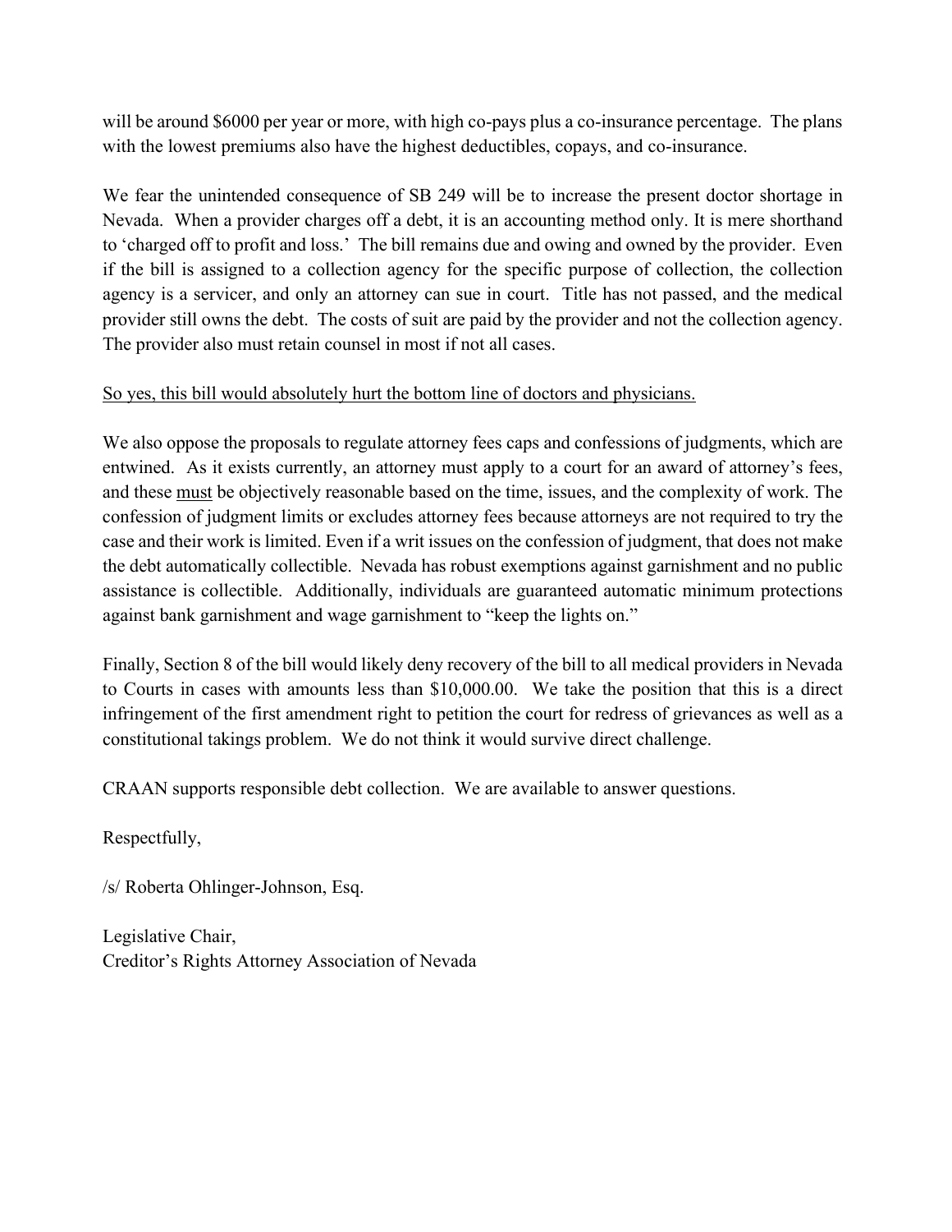will be around $6000 per year or more, with high co-pays plus a co-insurance percentage. The plans with the lowest premiums also have the highest deductibles, copays, and co-insurance.

We fear the unintended consequence of SB 249 will be to increase the present doctor shortage in Nevada. When a provider charges off a debt, it is an accounting method only. It is mere shorthand to 'charged off to profit and loss.' The bill remains due and owing and owned by the provider. Even if the bill is assigned to a collection agency for the specific purpose of collection, the collection agency is a servicer, and only an attorney can sue in court. Title has not passed, and the medical provider still owns the debt. The costs of suit are paid by the provider and not the collection agency. The provider also must retain counsel in most if not all cases.

<u>So yes, this bill would absolutely hurt the bottom line of doctors and physicians.</u>

We also oppose the proposals to regulate attorney fees caps and confessions of judgments, which are entwined. As it exists currently, an attorney must apply to a court for an award of attorney's fees, and these <u>must</u> be objectively reasonable based on the time, issues, and the complexity of work. The confession of judgment limits or excludes attorney fees because attorneys are not required to try the case and their work is limited. Even if a writ issues on the confession of judgment, that does not make the debt automatically collectible. Nevada has robust exemptions against garnishment and no public assistance is collectible. Additionally, individuals are guaranteed automatic minimum protections against bank garnishment and wage garnishment to "keep the lights on."

Finally, Section 8 of the bill would likely deny recovery of the bill to all medical providers in Nevada to Courts in cases with amounts less than $10,000.00. We take the position that this is a direct infringement of the first amendment right to petition the court for redress of grievances as well as a constitutional takings problem. We do not think it would survive direct challenge.

CRAAN supports responsible debt collection. We are available to answer questions.

Respectfully,

/s/ Roberta Ohlinger-Johnson, Esq.

Legislative Chair,
Creditor's Rights Attorney Association of Nevada